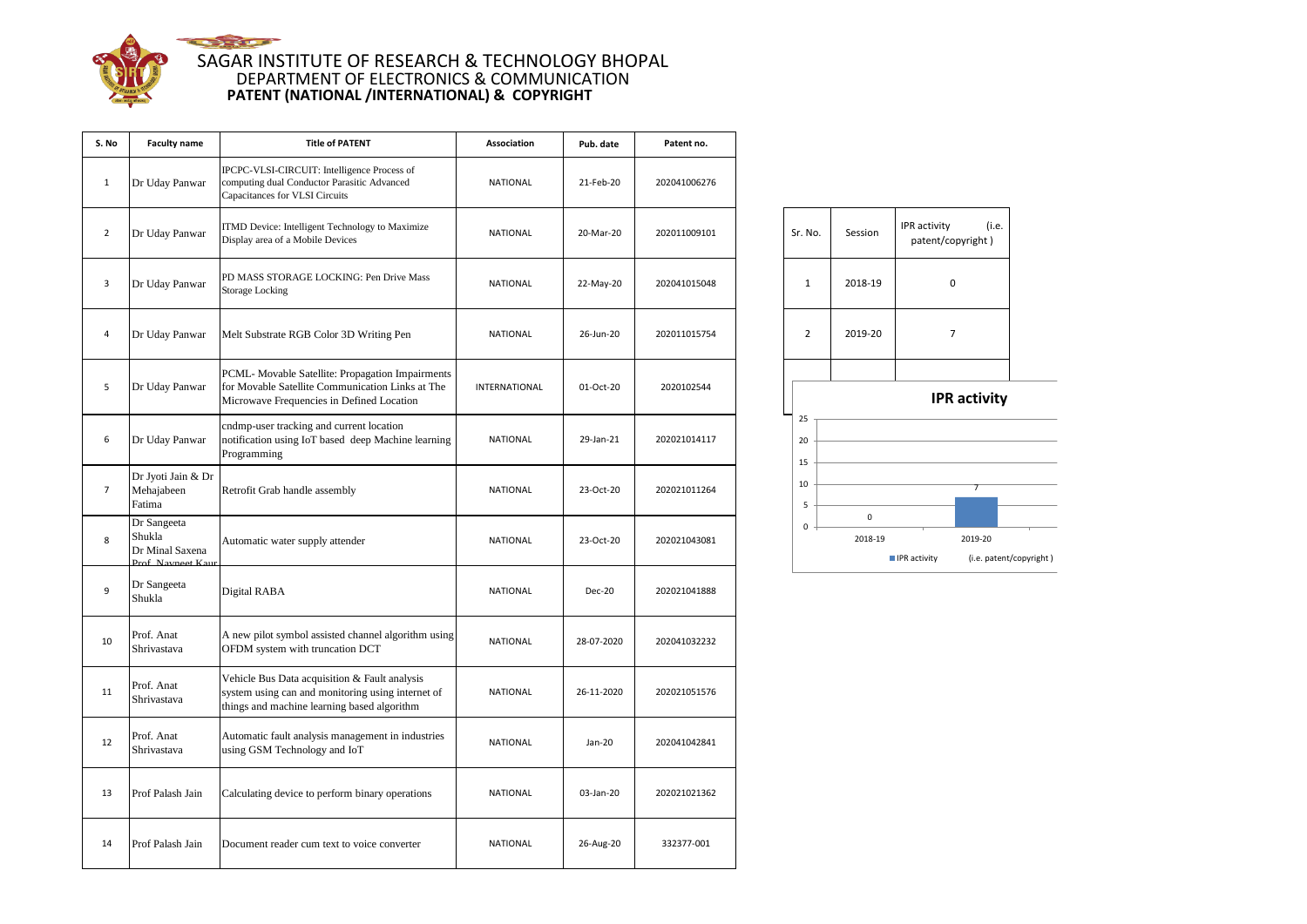# SAGAR INSTITUTE OF RESEARCH & TECHNOLOGY BHOPAL

## DEPARTMENT OF ELECTRONICS & COMMUNICATION

### PATENT (NATIONAL /INTERNATIONAL) & COPYRIGHT

| S. No | Faculty name | Title of PATENT | Association | Pub. date | Patent no. |
|---|---|---|---|---|---|
| 1 | Dr Uday Panwar | IPCPC-VLSI-CIRCUIT: Intelligence Process of computing dual Conductor Parasitic Advanced Capacitances for VLSI Circuits | NATIONAL | 21-Feb-20 | 202041006276 |
| 2 | Dr Uday Panwar | ITMD Device: Intelligent Technology to Maximize Display area of a Mobile Devices | NATIONAL | 20-Mar-20 | 202011009101 |
| 3 | Dr Uday Panwar | PD MASS STORAGE LOCKING: Pen Drive Mass Storage Locking | NATIONAL | 22-May-20 | 202041015048 |
| 4 | Dr Uday Panwar | Melt Substrate RGB Color 3D Writing Pen | NATIONAL | 26-Jun-20 | 202011015754 |
| 5 | Dr Uday Panwar | PCML- Movable Satellite: Propagation Impairments for Movable Satellite Communication Links at The Microwave Frequencies in Defined Location | INTERNATIONAL | 01-Oct-20 | 2020102544 |
| 6 | Dr Uday Panwar | cndmp-user tracking and current location notification using IoT based deep Machine learning Programming | NATIONAL | 29-Jan-21 | 202021014117 |
| 7 | Dr Jyoti Jain & Dr Mehajabeen Fatima | Retrofit Grab handle assembly | NATIONAL | 23-Oct-20 | 202021011264 |
| 8 | Dr Sangeeta Shukla Dr Minal Saxena Prof. Navneet Kaur | Automatic water supply attender | NATIONAL | 23-Oct-20 | 202021043081 |
| 9 | Dr Sangeeta Shukla | Digital RABA | NATIONAL | Dec-20 | 202021041888 |
| 10 | Prof. Anat Shrivastava | A new pilot symbol assisted channel algorithm using OFDM system with truncation DCT | NATIONAL | 28-07-2020 | 202041032232 |
| 11 | Prof. Anat Shrivastava | Vehicle Bus Data acquisition & Fault analysis system using can and monitoring using internet of things and machine learning based algorithm | NATIONAL | 26-11-2020 | 202021051576 |
| 12 | Prof. Anat Shrivastava | Automatic fault analysis management in industries using GSM Technology and IoT | NATIONAL | Jan-20 | 202041042841 |
| 13 | Prof Palash Jain | Calculating device to perform binary operations | NATIONAL | 03-Jan-20 | 202021021362 |
| 14 | Prof Palash Jain | Document reader cum text to voice converter | NATIONAL | 26-Aug-20 | 332377-001 |

| Sr. No. | Session | IPR activity (i.e. patent/copyright ) |
|---|---|---|
| 1 | 2018-19 | 0 |
| 2 | 2019-20 | 7 |

**IPR activity**

| Session | IPR activity (i.e. patent/copyright ) |
|---|---|
| 2018-19 | 0 |
| 2019-20 | 7 |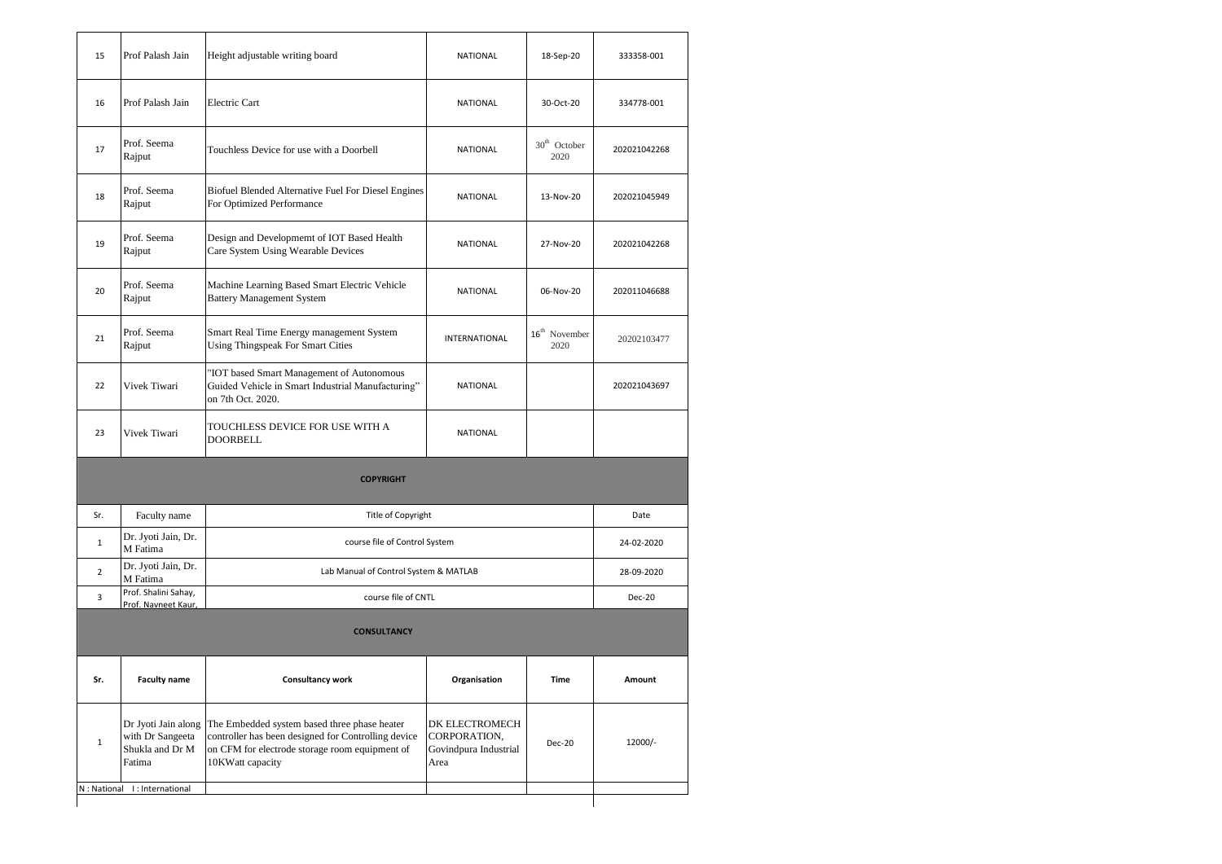| | | | | | |
|---|---|---|---|---|---|
| 15 | Prof Palash Jain | Height adjustable writing board | NATIONAL | 18-Sep-20 | 333358-001 |
| 16 | Prof Palash Jain | Electric Cart | NATIONAL | 30-Oct-20 | 334778-001 |
| 17 | Prof. Seema Rajput | Touchless Device for use with a Doorbell | NATIONAL | 30th October 2020 | 202021042268 |
| 18 | Prof. Seema Rajput | Biofuel Blended Alternative Fuel For Diesel Engines For Optimized Performance | NATIONAL | 13-Nov-20 | 202021045949 |
| 19 | Prof. Seema Rajput | Design and Developmemt of IOT Based Health Care System Using Wearable Devices | NATIONAL | 27-Nov-20 | 202021042268 |
| 20 | Prof. Seema Rajput | Machine Learning Based Smart Electric Vehicle Battery Management System | NATIONAL | 06-Nov-20 | 202011046688 |
| 21 | Prof. Seema Rajput | Smart Real Time Energy management System Using Thingspeak For Smart Cities | INTERNATIONAL | 16th November 2020 | 20202103477 |
| 22 | Vivek Tiwari | "IOT based Smart Management of Autonomous Guided Vehicle in Smart Industrial Manufacturing" on 7th Oct. 2020. | NATIONAL | | 202021043697 |
| 23 | Vivek Tiwari | TOUCHLESS DEVICE FOR USE WITH A DOORBELL | NATIONAL | | |

**COPYRIGHT**

| Sr. | Faculty name | Title of Copyright | Date |
|---|---|---|---|
| 1 | Dr. Jyoti Jain, Dr. M Fatima | course file of Control System | 24-02-2020 |
| 2 | Dr. Jyoti Jain, Dr. M Fatima | Lab Manual of Control System & MATLAB | 28-09-2020 |
| 3 | Prof. Shalini Sahay, Prof. Navneet Kaur, | course file of CNTL | Dec-20 |

**CONSULTANCY**

| Sr. | Faculty name | Consultancy work | Organisation | Time | Amount |
|---|---|---|---|---|---|
| 1 | Dr Jyoti Jain along with Dr Sangeeta Shukla and Dr M Fatima | The Embedded system based three phase heater controller has been designed for Controlling device on CFM for electrode storage room equipment of 10KWatt capacity | DK ELECTROMECH CORPORATION, Govindpura Industrial Area | Dec-20 | 12000/- |

N : National I : International